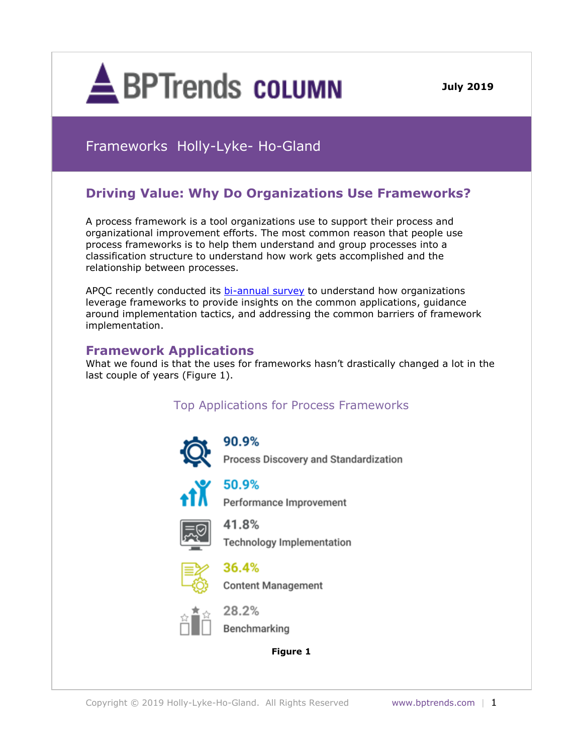# BPTrends COLUMN

**July 2019**

Frameworks Holly-Lyke- Ho-Gland

## Driving Value: Why Do Organizations Use Frameworks?

A process framework is a tool organizations use to support their process and organizational improvement efforts. The most common reason that people use process frameworks is to help them understand and group processes into a classification structure to understand how work gets accomplished and the relationship between processes.

APQC recently conducted its bi-annual survey to understand how organizations leverage frameworks to provide insights on the common applications, guidance around implementation tactics, and addressing the common barriers of framework implementation.

## Framework Applications

What we found is that the uses for frameworks hasn't drastically changed a lot in the last couple of years (Figure 1).

### Top Applications for Process Frameworks

- **90.9%** Process Discovery and Standardization
- **50.9%** Performance Improvement
- **41.8%** Technology Implementation
- **36.4%** Content Management
- **28.2%** Benchmarking

**Figure 1**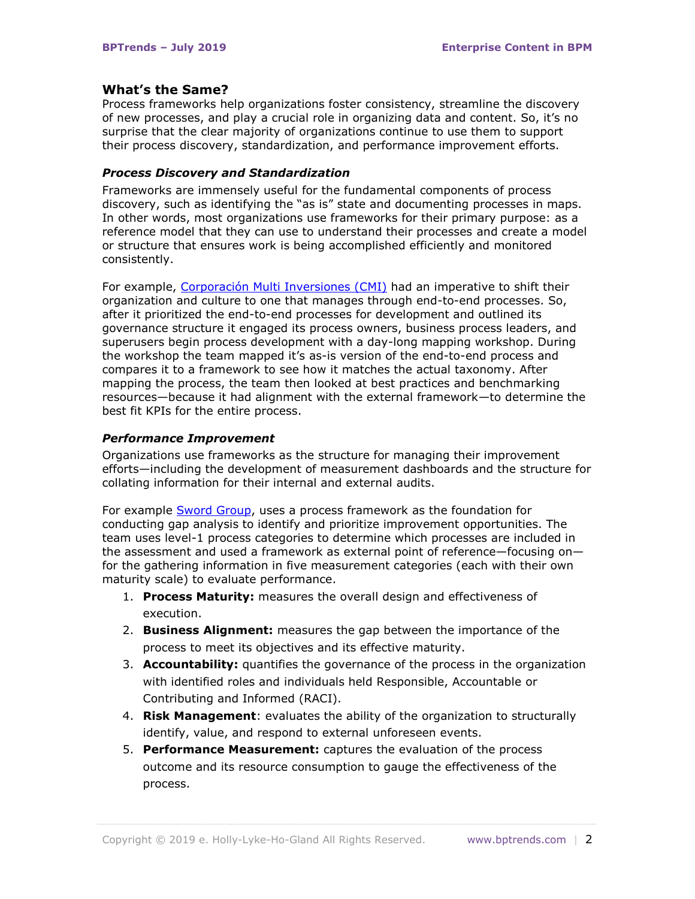## What's the Same?

Process frameworks help organizations foster consistency, streamline the discovery of new processes, and play a crucial role in organizing data and content. So, it's no surprise that the clear majority of organizations continue to use them to support their process discovery, standardization, and performance improvement efforts.

### *Process Discovery and Standardization*

Frameworks are immensely useful for the fundamental components of process discovery, such as identifying the "as is" state and documenting processes in maps. In other words, most organizations use frameworks for their primary purpose: as a reference model that they can use to understand their processes and create a model or structure that ensures work is being accomplished efficiently and monitored consistently.

For example, Corporación Multi Inversiones (CMI) had an imperative to shift their organization and culture to one that manages through end-to-end processes. So, after it prioritized the end-to-end processes for development and outlined its governance structure it engaged its process owners, business process leaders, and superusers begin process development with a day-long mapping workshop. During the workshop the team mapped it's as-is version of the end-to-end process and compares it to a framework to see how it matches the actual taxonomy. After mapping the process, the team then looked at best practices and benchmarking resources—because it had alignment with the external framework—to determine the best fit KPIs for the entire process.

### *Performance Improvement*

Organizations use frameworks as the structure for managing their improvement efforts—including the development of measurement dashboards and the structure for collating information for their internal and external audits.

For example Sword Group, uses a process framework as the foundation for conducting gap analysis to identify and prioritize improvement opportunities. The team uses level-1 process categories to determine which processes are included in the assessment and used a framework as external point of reference—focusing on—for the gathering information in five measurement categories (each with their own maturity scale) to evaluate performance.

1. **Process Maturity:** measures the overall design and effectiveness of execution.
2. **Business Alignment:** measures the gap between the importance of the process to meet its objectives and its effective maturity.
3. **Accountability:** quantifies the governance of the process in the organization with identified roles and individuals held Responsible, Accountable or Contributing and Informed (RACI).
4. **Risk Management**: evaluates the ability of the organization to structurally identify, value, and respond to external unforeseen events.
5. **Performance Measurement:** captures the evaluation of the process outcome and its resource consumption to gauge the effectiveness of the process.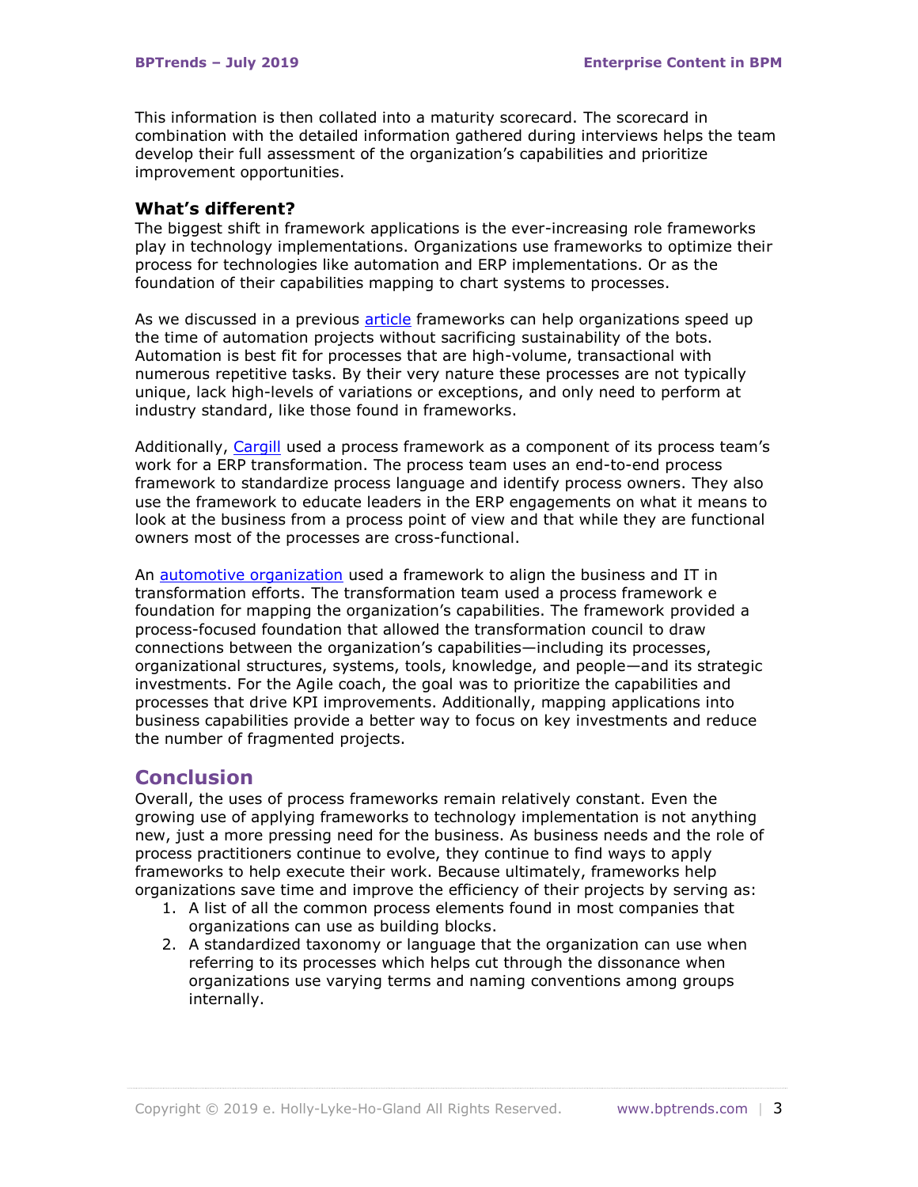This information is then collated into a maturity scorecard. The scorecard in combination with the detailed information gathered during interviews helps the team develop their full assessment of the organization's capabilities and prioritize improvement opportunities.

### What's different?

The biggest shift in framework applications is the ever-increasing role frameworks play in technology implementations. Organizations use frameworks to optimize their process for technologies like automation and ERP implementations. Or as the foundation of their capabilities mapping to chart systems to processes.

As we discussed in a previous article frameworks can help organizations speed up the time of automation projects without sacrificing sustainability of the bots. Automation is best fit for processes that are high-volume, transactional with numerous repetitive tasks. By their very nature these processes are not typically unique, lack high-levels of variations or exceptions, and only need to perform at industry standard, like those found in frameworks.

Additionally, Cargill used a process framework as a component of its process team's work for a ERP transformation. The process team uses an end-to-end process framework to standardize process language and identify process owners. They also use the framework to educate leaders in the ERP engagements on what it means to look at the business from a process point of view and that while they are functional owners most of the processes are cross-functional.

An automotive organization used a framework to align the business and IT in transformation efforts. The transformation team used a process framework e foundation for mapping the organization's capabilities. The framework provided a process-focused foundation that allowed the transformation council to draw connections between the organization's capabilities—including its processes, organizational structures, systems, tools, knowledge, and people—and its strategic investments. For the Agile coach, the goal was to prioritize the capabilities and processes that drive KPI improvements. Additionally, mapping applications into business capabilities provide a better way to focus on key investments and reduce the number of fragmented projects.

## Conclusion

Overall, the uses of process frameworks remain relatively constant. Even the growing use of applying frameworks to technology implementation is not anything new, just a more pressing need for the business. As business needs and the role of process practitioners continue to evolve, they continue to find ways to apply frameworks to help execute their work. Because ultimately, frameworks help organizations save time and improve the efficiency of their projects by serving as:

1. A list of all the common process elements found in most companies that organizations can use as building blocks.
2. A standardized taxonomy or language that the organization can use when referring to its processes which helps cut through the dissonance when organizations use varying terms and naming conventions among groups internally.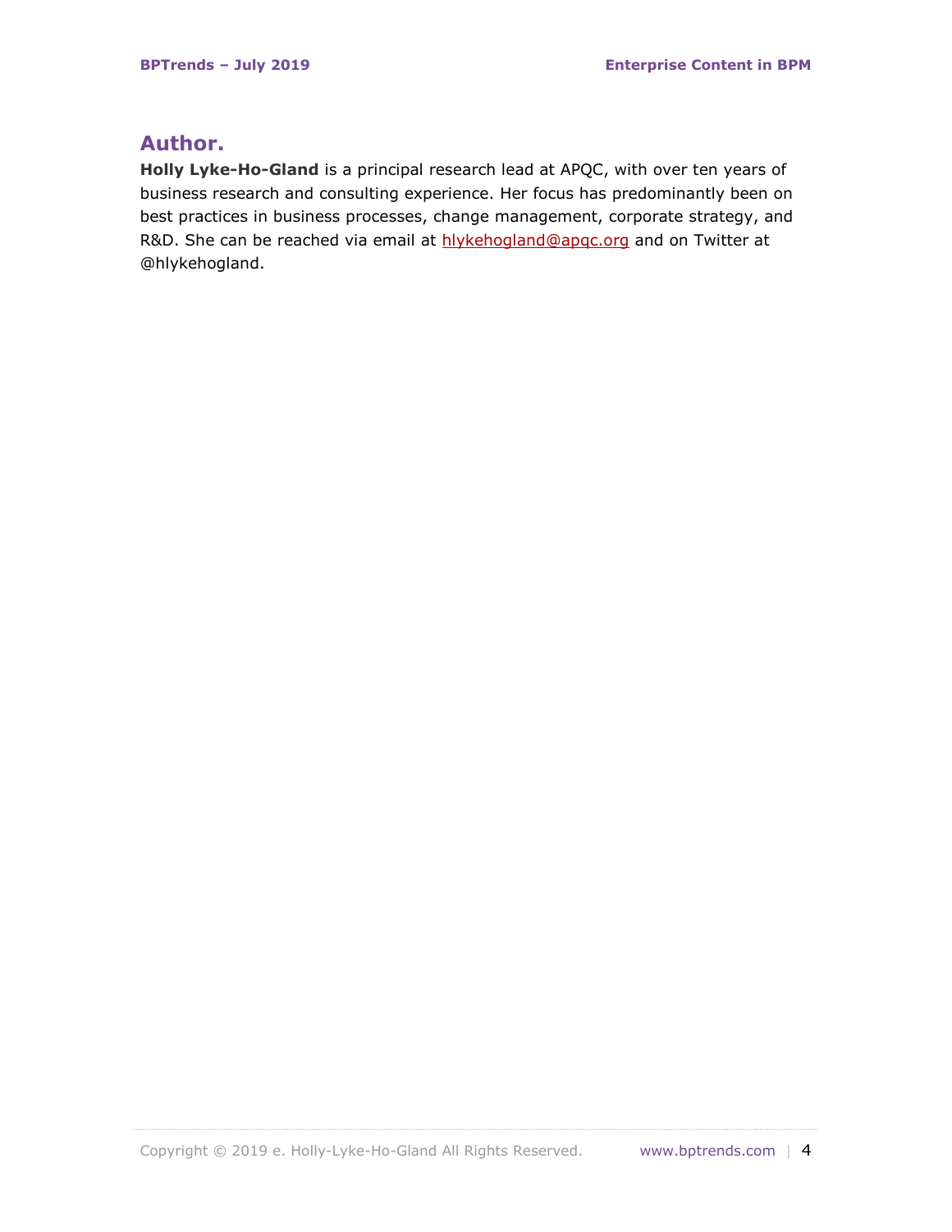## Author.

**Holly Lyke-Ho-Gland** is a principal research lead at APQC, with over ten years of business research and consulting experience. Her focus has predominantly been on best practices in business processes, change management, corporate strategy, and R&D. She can be reached via email at hlykehogland@apqc.org and on Twitter at @hlykehogland.